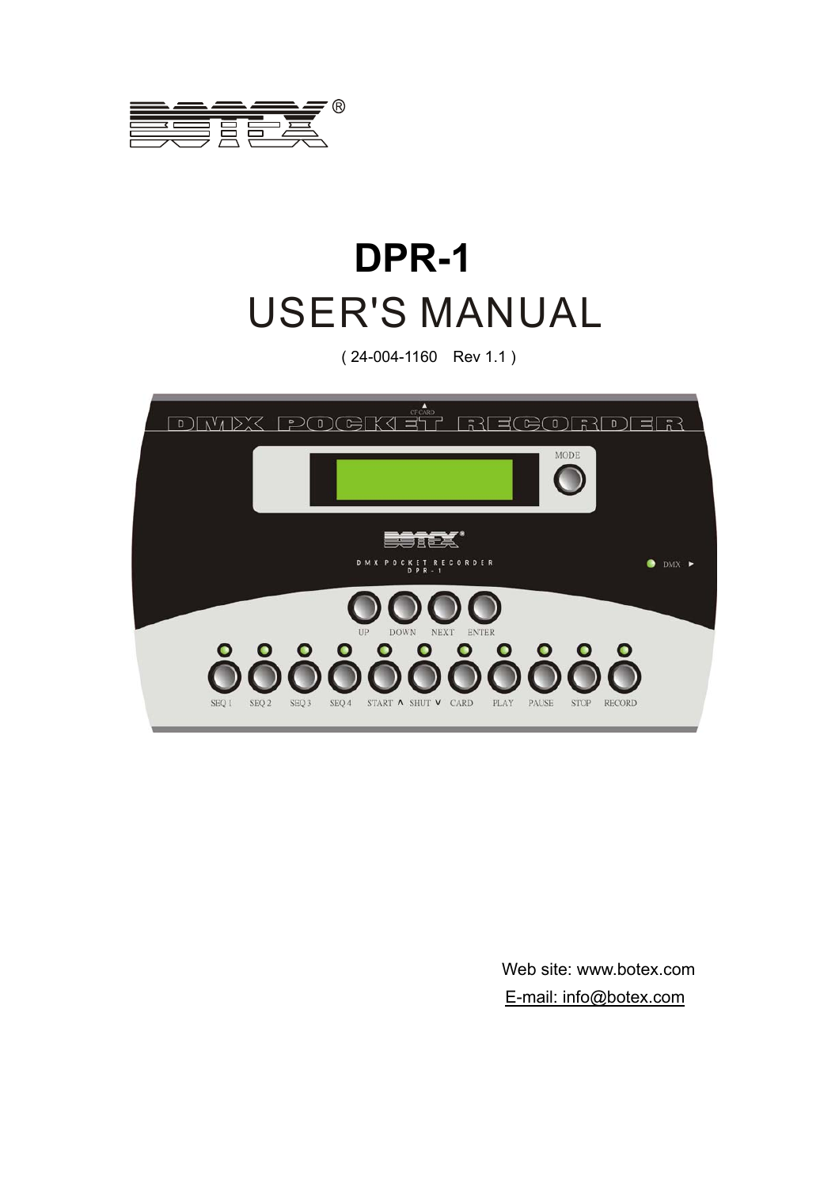# DPR-1

# USER'S MANUAL

( 24-004-1160 Rev 1.1 )

Web site: www.botex.com

E-mail: info@botex.com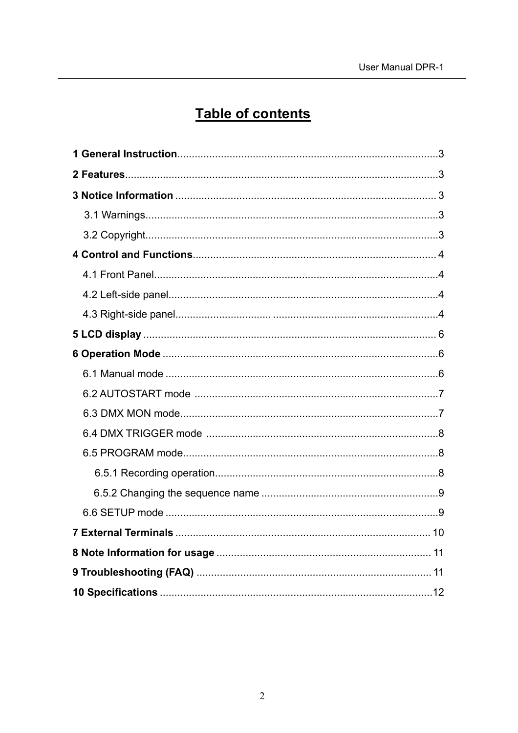# Table of contents

**1 General Instruction**..........................................................................................3

**2 Features**...........................................................................................................3

**3 Notice Information** ........................................................................................ 3

3.1 Warnings.....................................................................................................3

3.2 Copyright.....................................................................................................3

**4 Control and Functions**.................................................................................... 4

4.1 Front Panel..................................................................................................4

4.2 Left-side panel.............................................................................................4

4.3 Right-side panel...........................................................................................4

**5 LCD display** ..................................................................................................... 6

**6 Operation Mode** ...............................................................................................6

6.1 Manual mode ..............................................................................................6

6.2 AUTOSTART mode ....................................................................................7

6.3 DMX MON mode.........................................................................................7

6.4 DMX TRIGGER mode ................................................................................8

6.5 PROGRAM mode........................................................................................8

6.5.1 Recording operation.............................................................................8

6.5.2 Changing the sequence name .............................................................9

6.6 SETUP mode ..............................................................................................9

**7 External Terminals** ........................................................................................ 10

**8 Note Information for usage** .......................................................................... 11

**9 Troubleshooting (FAQ)** ................................................................................. 11

**10 Specifications** ..............................................................................................12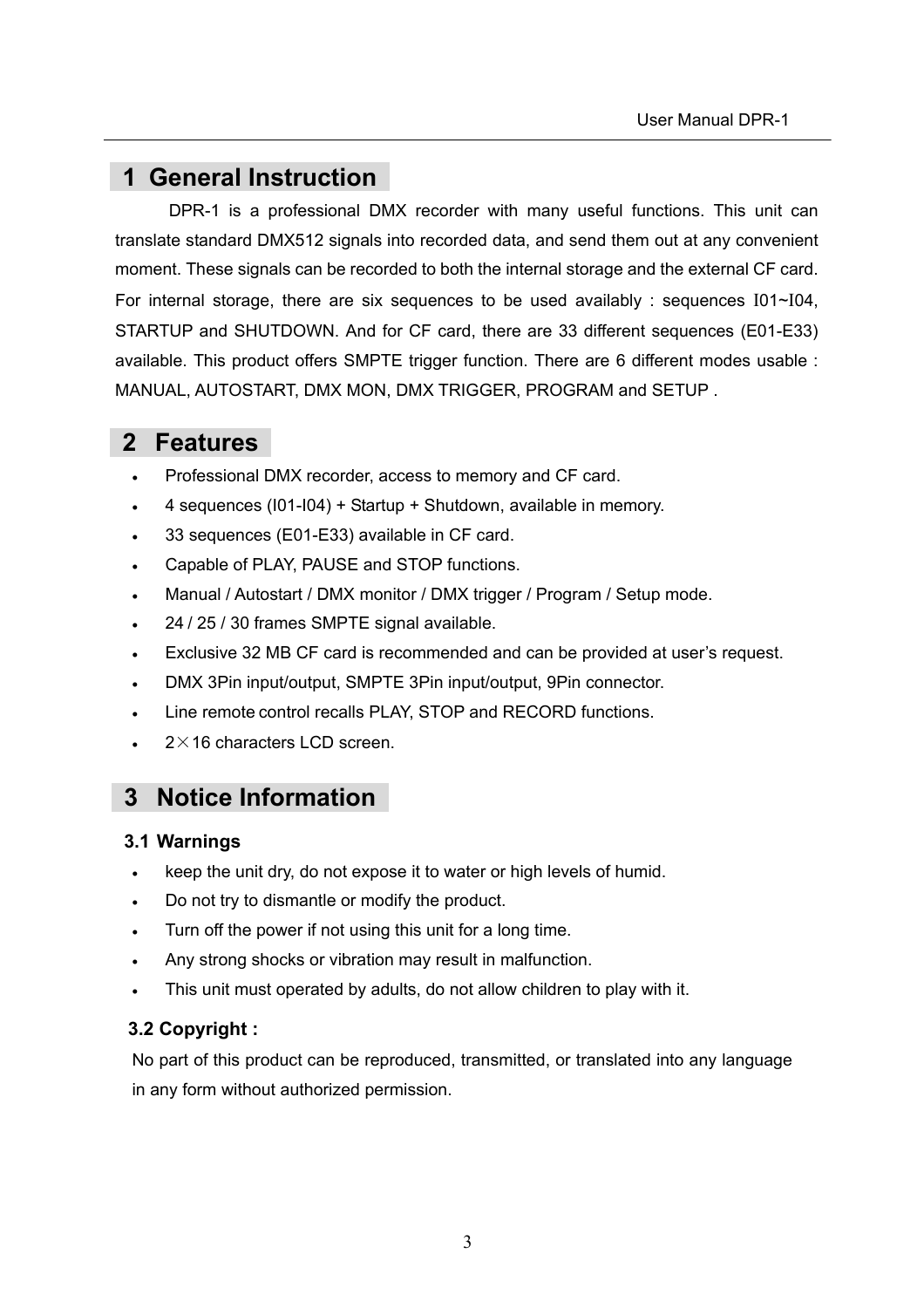# 1 General Instruction

DPR-1 is a professional DMX recorder with many useful functions. This unit can translate standard DMX512 signals into recorded data, and send them out at any convenient moment. These signals can be recorded to both the internal storage and the external CF card. For internal storage, there are six sequences to be used availably : sequences I01~I04, STARTUP and SHUTDOWN. And for CF card, there are 33 different sequences (E01-E33) available. This product offers SMPTE trigger function. There are 6 different modes usable : MANUAL, AUTOSTART, DMX MON, DMX TRIGGER, PROGRAM and SETUP .

# 2 Features

- Professional DMX recorder, access to memory and CF card.
- 4 sequences (I01-I04) + Startup + Shutdown, available in memory.
- 33 sequences (E01-E33) available in CF card.
- Capable of PLAY, PAUSE and STOP functions.
- Manual / Autostart / DMX monitor / DMX trigger / Program / Setup mode.
- 24 / 25 / 30 frames SMPTE signal available.
- Exclusive 32 MB CF card is recommended and can be provided at user's request.
- DMX 3Pin input/output, SMPTE 3Pin input/output, 9Pin connector.
- Line remote control recalls PLAY, STOP and RECORD functions.
- 2×16 characters LCD screen.

# 3 Notice Information

### 3.1 Warnings

- keep the unit dry, do not expose it to water or high levels of humid.
- Do not try to dismantle or modify the product.
- Turn off the power if not using this unit for a long time.
- Any strong shocks or vibration may result in malfunction.
- This unit must operated by adults, do not allow children to play with it.

### 3.2 Copyright :

No part of this product can be reproduced, transmitted, or translated into any language in any form without authorized permission.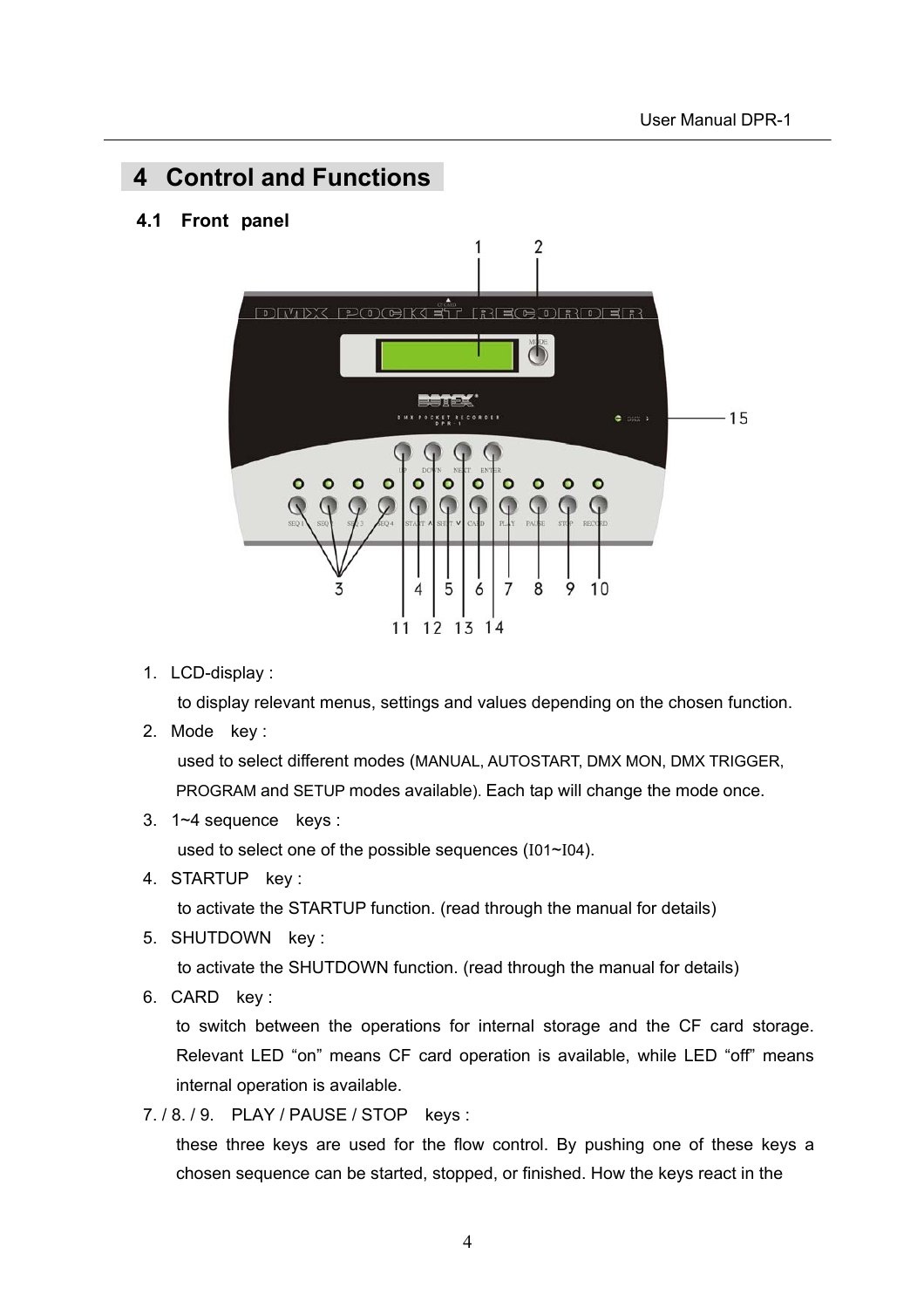# 4 Control and Functions

## 4.1 Front panel

1. LCD-display :

   to display relevant menus, settings and values depending on the chosen function.

2. Mode key :

   used to select different modes (MANUAL, AUTOSTART, DMX MON, DMX TRIGGER, PROGRAM and SETUP modes available). Each tap will change the mode once.

3. 1~4 sequence keys :

   used to select one of the possible sequences (I01~I04).

4. STARTUP key :

   to activate the STARTUP function. (read through the manual for details)

5. SHUTDOWN key :

   to activate the SHUTDOWN function. (read through the manual for details)

6. CARD key :

   to switch between the operations for internal storage and the CF card storage. Relevant LED "on" means CF card operation is available, while LED "off" means internal operation is available.

7. / 8. / 9. PLAY / PAUSE / STOP keys :

   these three keys are used for the flow control. By pushing one of these keys a chosen sequence can be started, stopped, or finished. How the keys react in the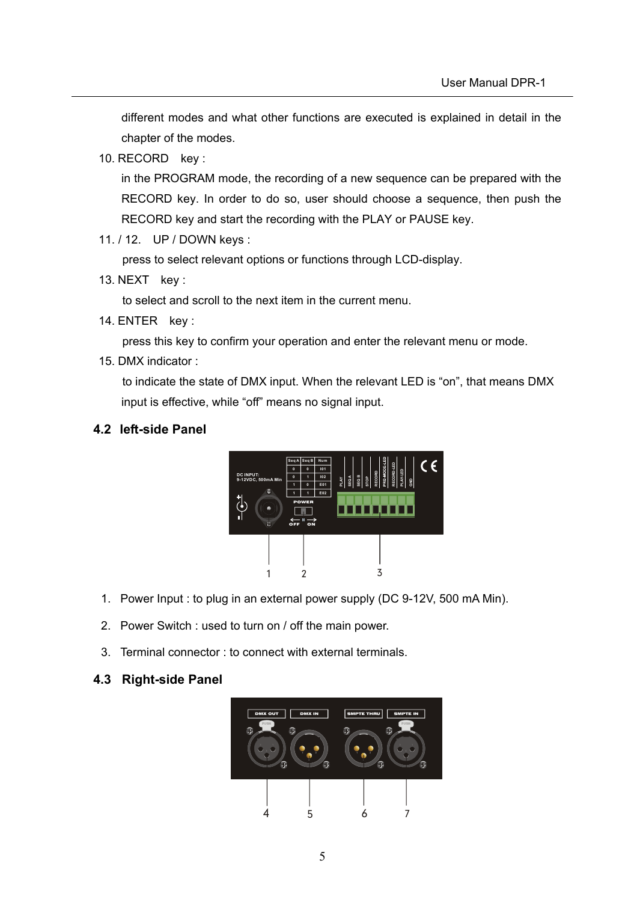different modes and what other functions are executed is explained in detail in the chapter of the modes.

10. RECORD key :

    in the PROGRAM mode, the recording of a new sequence can be prepared with the RECORD key. In order to do so, user should choose a sequence, then push the RECORD key and start the recording with the PLAY or PAUSE key.

11. / 12. UP / DOWN keys :

    press to select relevant options or functions through LCD-display.

13. NEXT key :

    to select and scroll to the next item in the current menu.

14. ENTER key :

    press this key to confirm your operation and enter the relevant menu or mode.

15. DMX indicator :

    to indicate the state of DMX input. When the relevant LED is "on", that means DMX input is effective, while "off" means no signal input.

## 4.2 left-side Panel

1. Power Input : to plug in an external power supply (DC 9-12V, 500 mA Min).
2. Power Switch : used to turn on / off the main power.
3. Terminal connector : to connect with external terminals.

## 4.3 Right-side Panel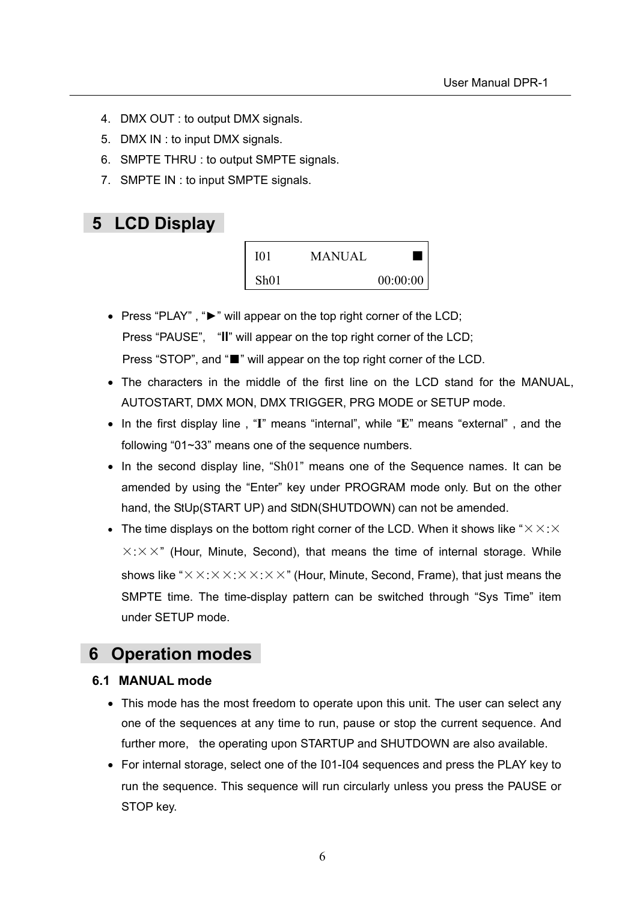4. DMX OUT : to output DMX signals.
5. DMX IN : to input DMX signals.
6. SMPTE THRU : to output SMPTE signals.
7. SMPTE IN : to input SMPTE signals.

# 5 LCD Display

| I01 | MANUAL | ■ |
|---|---|---|
| Sh01 | | 00:00:00 |

- Press “PLAY” , “►” will appear on the top right corner of the LCD;
  Press “PAUSE”, “II” will appear on the top right corner of the LCD;
  Press “STOP”, and “■” will appear on the top right corner of the LCD.
- The characters in the middle of the first line on the LCD stand for the MANUAL, AUTOSTART, DMX MON, DMX TRIGGER, PRG MODE or SETUP mode.
- In the first display line , “**I**” means “internal”, while “**E**” means “external” , and the following “01~33” means one of the sequence numbers.
- In the second display line, “Sh01” means one of the Sequence names. It can be amended by using the “Enter” key under PROGRAM mode only. But on the other hand, the StUp(START UP) and StDN(SHUTDOWN) can not be amended.
- The time displays on the bottom right corner of the LCD. When it shows like “××:××:××” (Hour, Minute, Second), that means the time of internal storage. While shows like “××:××:××:××” (Hour, Minute, Second, Frame), that just means the SMPTE time. The time-display pattern can be switched through “Sys Time” item under SETUP mode.

# 6 Operation modes

## 6.1 MANUAL mode

- This mode has the most freedom to operate upon this unit. The user can select any one of the sequences at any time to run, pause or stop the current sequence. And further more, the operating upon STARTUP and SHUTDOWN are also available.
- For internal storage, select one of the I01-I04 sequences and press the PLAY key to run the sequence. This sequence will run circularly unless you press the PAUSE or STOP key.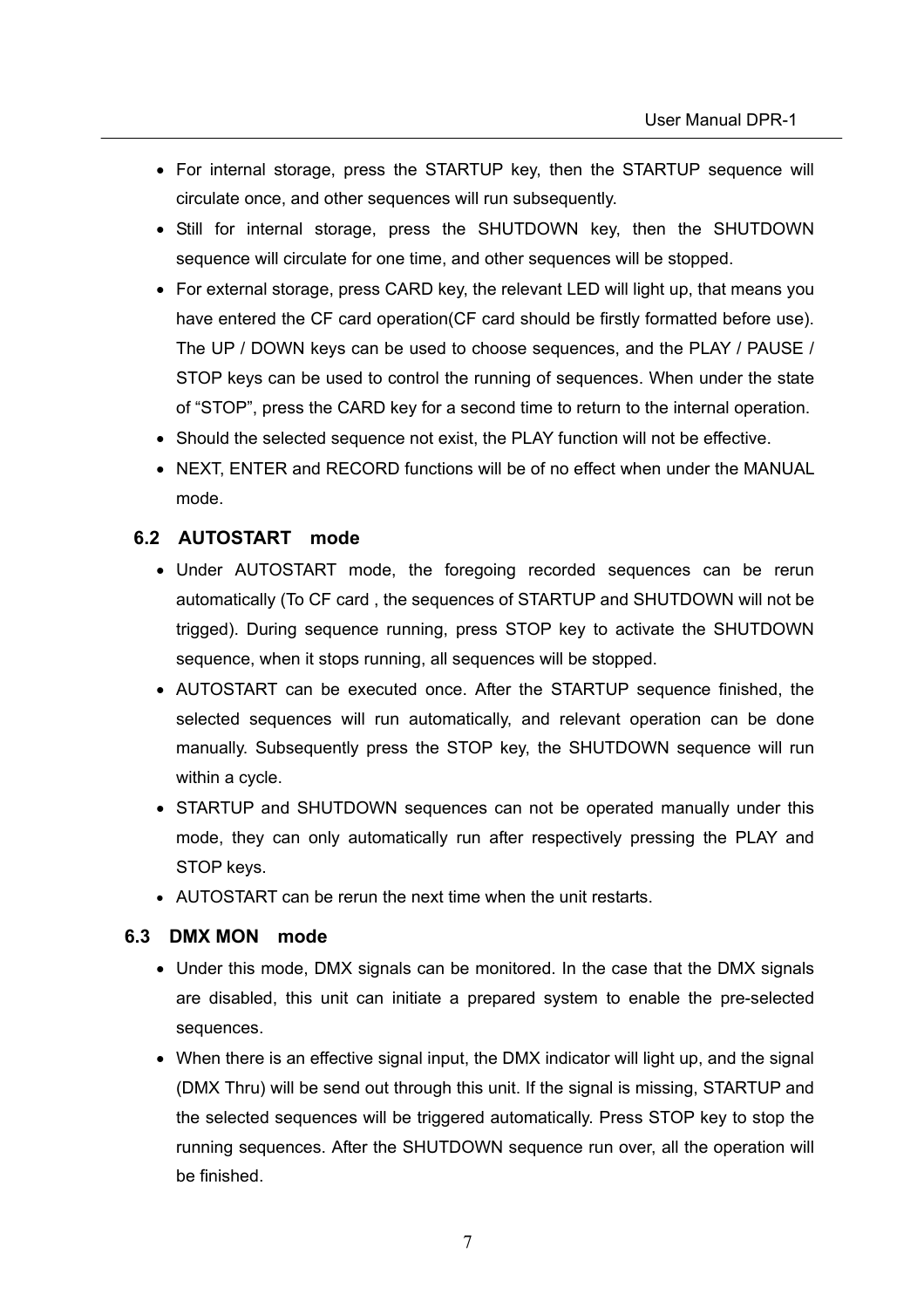- For internal storage, press the STARTUP key, then the STARTUP sequence will circulate once, and other sequences will run subsequently.
- Still for internal storage, press the SHUTDOWN key, then the SHUTDOWN sequence will circulate for one time, and other sequences will be stopped.
- For external storage, press CARD key, the relevant LED will light up, that means you have entered the CF card operation(CF card should be firstly formatted before use). The UP / DOWN keys can be used to choose sequences, and the PLAY / PAUSE / STOP keys can be used to control the running of sequences. When under the state of "STOP", press the CARD key for a second time to return to the internal operation.
- Should the selected sequence not exist, the PLAY function will not be effective.
- NEXT, ENTER and RECORD functions will be of no effect when under the MANUAL mode.

### 6.2 AUTOSTART mode

- Under AUTOSTART mode, the foregoing recorded sequences can be rerun automatically (To CF card , the sequences of STARTUP and SHUTDOWN will not be trigged). During sequence running, press STOP key to activate the SHUTDOWN sequence, when it stops running, all sequences will be stopped.
- AUTOSTART can be executed once. After the STARTUP sequence finished, the selected sequences will run automatically, and relevant operation can be done manually. Subsequently press the STOP key, the SHUTDOWN sequence will run within a cycle.
- STARTUP and SHUTDOWN sequences can not be operated manually under this mode, they can only automatically run after respectively pressing the PLAY and STOP keys.
- AUTOSTART can be rerun the next time when the unit restarts.

### 6.3 DMX MON mode

- Under this mode, DMX signals can be monitored. In the case that the DMX signals are disabled, this unit can initiate a prepared system to enable the pre-selected sequences.
- When there is an effective signal input, the DMX indicator will light up, and the signal (DMX Thru) will be send out through this unit. If the signal is missing, STARTUP and the selected sequences will be triggered automatically. Press STOP key to stop the running sequences. After the SHUTDOWN sequence run over, all the operation will be finished.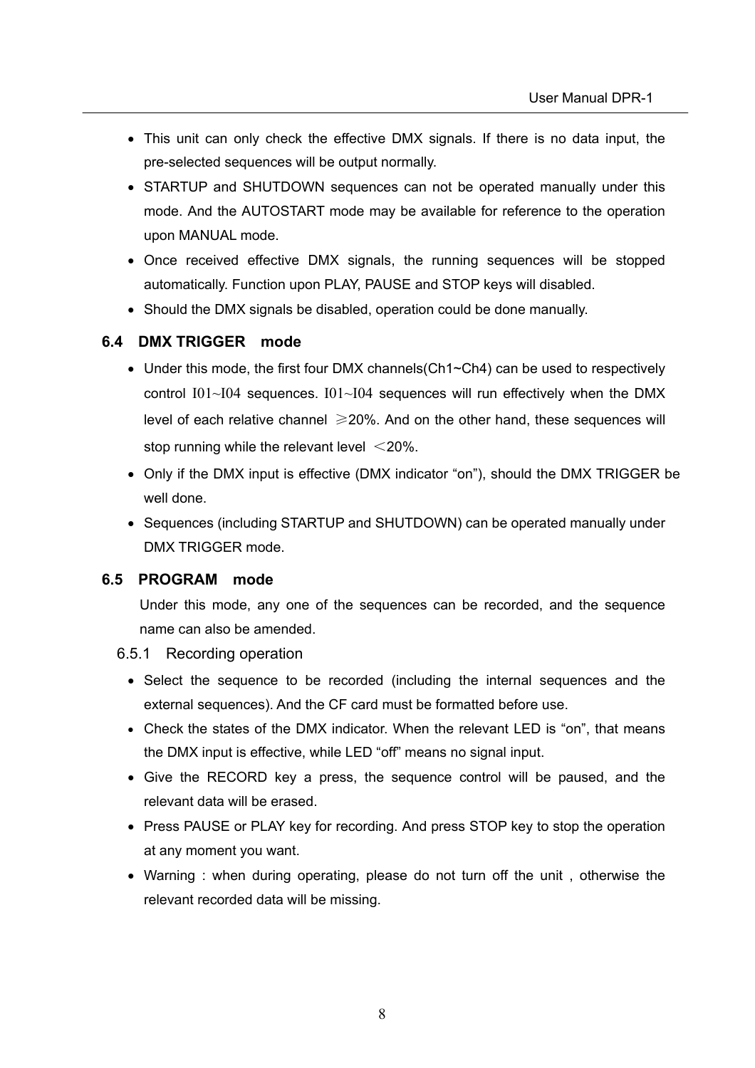- This unit can only check the effective DMX signals. If there is no data input, the pre-selected sequences will be output normally.
- STARTUP and SHUTDOWN sequences can not be operated manually under this mode. And the AUTOSTART mode may be available for reference to the operation upon MANUAL mode.
- Once received effective DMX signals, the running sequences will be stopped automatically. Function upon PLAY, PAUSE and STOP keys will disabled.
- Should the DMX signals be disabled, operation could be done manually.

### 6.4 DMX TRIGGER mode

- Under this mode, the first four DMX channels(Ch1~Ch4) can be used to respectively control I01~I04 sequences. I01~I04 sequences will run effectively when the DMX level of each relative channel ≥20%. And on the other hand, these sequences will stop running while the relevant level ＜20%.
- Only if the DMX input is effective (DMX indicator "on"), should the DMX TRIGGER be well done.
- Sequences (including STARTUP and SHUTDOWN) can be operated manually under DMX TRIGGER mode.

### 6.5 PROGRAM mode

Under this mode, any one of the sequences can be recorded, and the sequence name can also be amended.

#### 6.5.1 Recording operation

- Select the sequence to be recorded (including the internal sequences and the external sequences). And the CF card must be formatted before use.
- Check the states of the DMX indicator. When the relevant LED is "on", that means the DMX input is effective, while LED "off" means no signal input.
- Give the RECORD key a press, the sequence control will be paused, and the relevant data will be erased.
- Press PAUSE or PLAY key for recording. And press STOP key to stop the operation at any moment you want.
- Warning : when during operating, please do not turn off the unit , otherwise the relevant recorded data will be missing.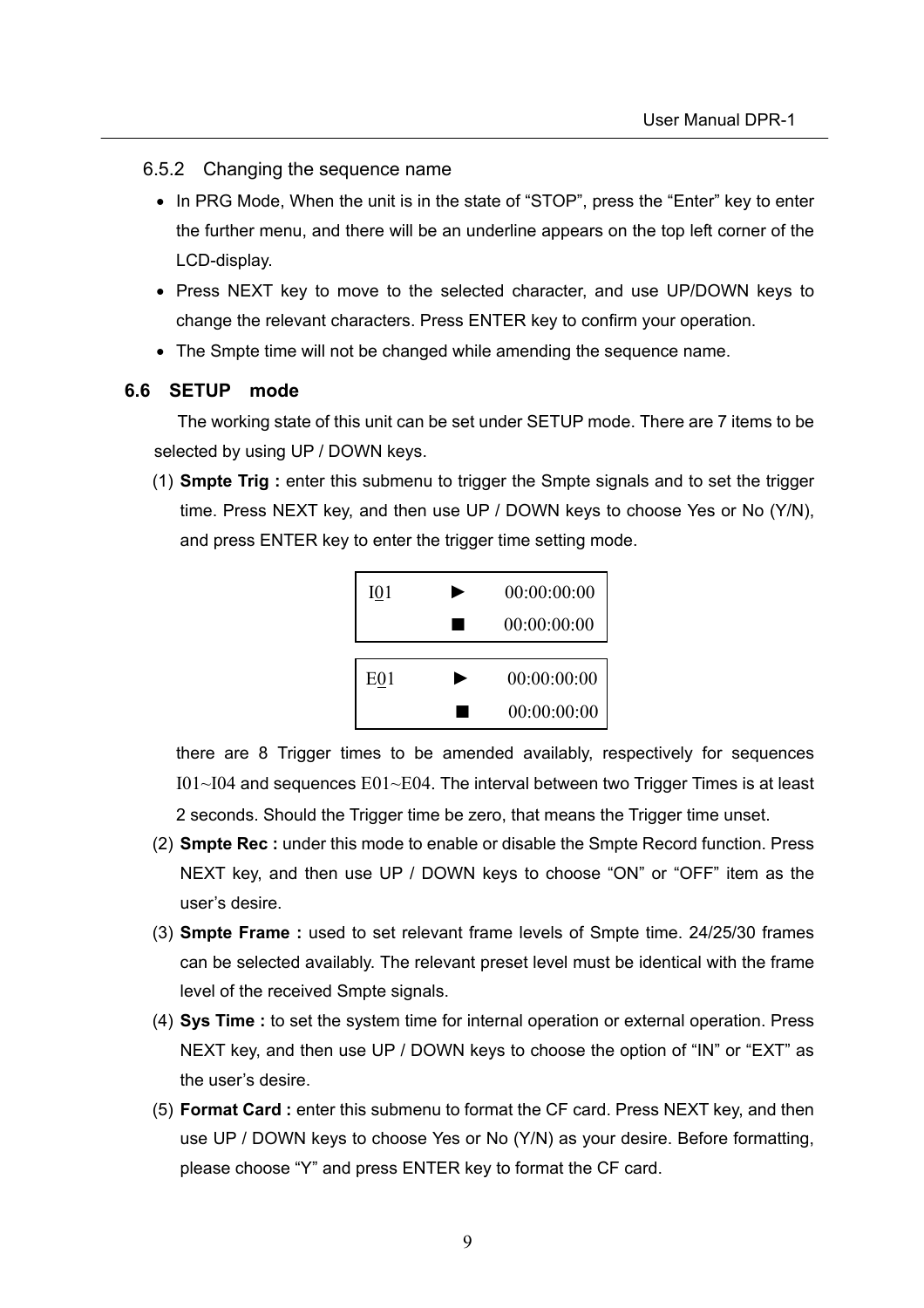### 6.5.2 Changing the sequence name

- In PRG Mode, When the unit is in the state of "STOP", press the "Enter" key to enter the further menu, and there will be an underline appears on the top left corner of the LCD-display.
- Press NEXT key to move to the selected character, and use UP/DOWN keys to change the relevant characters. Press ENTER key to confirm your operation.
- The Smpte time will not be changed while amending the sequence name.

## 6.6 SETUP mode

The working state of this unit can be set under SETUP mode. There are 7 items to be selected by using UP / DOWN keys.

(1) **Smpte Trig :** enter this submenu to trigger the Smpte signals and to set the trigger time. Press NEXT key, and then use UP / DOWN keys to choose Yes or No (Y/N), and press ENTER key to enter the trigger time setting mode.

| I01 | ► | 00:00:00:00 |
|---|---|---|
| | ■ | 00:00:00:00 |

| E01 | ► | 00:00:00:00 |
|---|---|---|
| | ■ | 00:00:00:00 |

there are 8 Trigger times to be amended availably, respectively for sequences I01~I04 and sequences E01~E04. The interval between two Trigger Times is at least 2 seconds. Should the Trigger time be zero, that means the Trigger time unset.

(2) **Smpte Rec :** under this mode to enable or disable the Smpte Record function. Press NEXT key, and then use UP / DOWN keys to choose "ON" or "OFF" item as the user's desire.

(3) **Smpte Frame :** used to set relevant frame levels of Smpte time. 24/25/30 frames can be selected availably. The relevant preset level must be identical with the frame level of the received Smpte signals.

(4) **Sys Time :** to set the system time for internal operation or external operation. Press NEXT key, and then use UP / DOWN keys to choose the option of "IN" or "EXT" as the user's desire.

(5) **Format Card :** enter this submenu to format the CF card. Press NEXT key, and then use UP / DOWN keys to choose Yes or No (Y/N) as your desire. Before formatting, please choose "Y" and press ENTER key to format the CF card.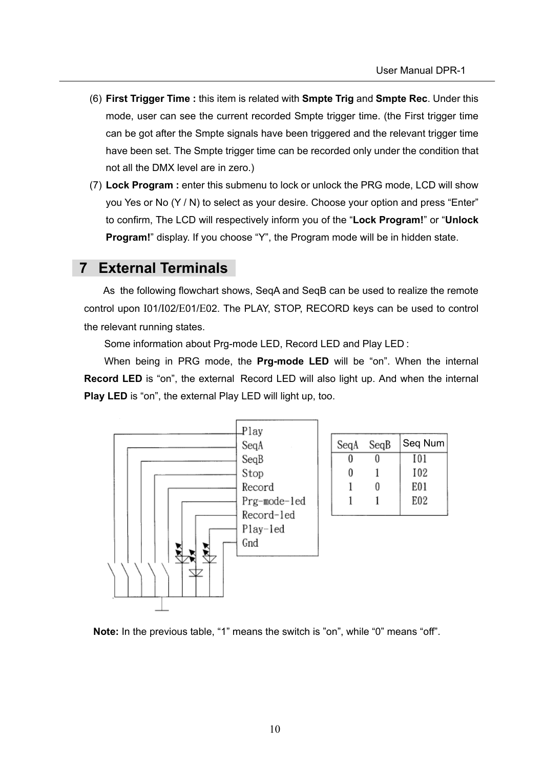(6) **First Trigger Time :** this item is related with **Smpte Trig** and **Smpte Rec**. Under this mode, user can see the current recorded Smpte trigger time. (the First trigger time can be got after the Smpte signals have been triggered and the relevant trigger time have been set. The Smpte trigger time can be recorded only under the condition that not all the DMX level are in zero.)

(7) **Lock Program :** enter this submenu to lock or unlock the PRG mode, LCD will show you Yes or No (Y / N) to select as your desire. Choose your option and press "Enter" to confirm, The LCD will respectively inform you of the "**Lock Program!**" or "**Unlock Program!**" display. If you choose "Y", the Program mode will be in hidden state.

# 7 External Terminals

As the following flowchart shows, SeqA and SeqB can be used to realize the remote control upon I01/I02/E01/E02. The PLAY, STOP, RECORD keys can be used to control the relevant running states.

Some information about Prg-mode LED, Record LED and Play LED :

When being in PRG mode, the **Prg-mode LED** will be "on". When the internal **Record LED** is "on", the external Record LED will also light up. And when the internal **Play LED** is "on", the external Play LED will light up, too.

Play
SeqA
SeqB
Stop
Record
Prg-mode-led
Record-led
Play-led
Gnd

| SeqA | SeqB | Seq Num |
|---|---|---|
| 0 | 0 | I01 |
| 0 | 1 | I02 |
| 1 | 0 | E01 |
| 1 | 1 | E02 |

**Note:** In the previous table, "1" means the switch is "on", while "0" means "off".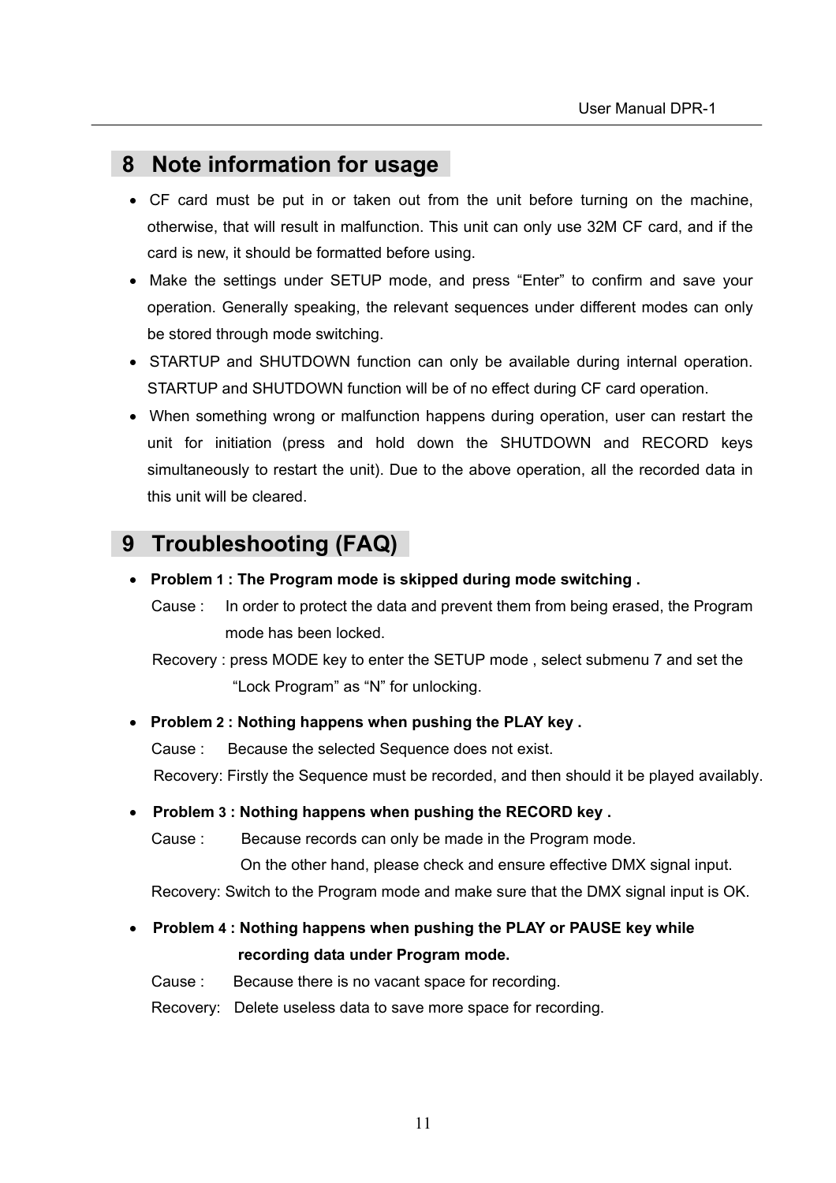## 8 Note information for usage

- CF card must be put in or taken out from the unit before turning on the machine, otherwise, that will result in malfunction. This unit can only use 32M CF card, and if the card is new, it should be formatted before using.
- Make the settings under SETUP mode, and press "Enter" to confirm and save your operation. Generally speaking, the relevant sequences under different modes can only be stored through mode switching.
- STARTUP and SHUTDOWN function can only be available during internal operation. STARTUP and SHUTDOWN function will be of no effect during CF card operation.
- When something wrong or malfunction happens during operation, user can restart the unit for initiation (press and hold down the SHUTDOWN and RECORD keys simultaneously to restart the unit). Due to the above operation, all the recorded data in this unit will be cleared.

## 9 Troubleshooting (FAQ)

- **Problem 1 : The Program mode is skipped during mode switching .**

  Cause : In order to protect the data and prevent them from being erased, the Program mode has been locked.

  Recovery : press MODE key to enter the SETUP mode , select submenu 7 and set the "Lock Program" as "N" for unlocking.

- **Problem 2 : Nothing happens when pushing the PLAY key .**

  Cause : Because the selected Sequence does not exist.

  Recovery: Firstly the Sequence must be recorded, and then should it be played availably.

- **Problem 3 : Nothing happens when pushing the RECORD key .**

  Cause : Because records can only be made in the Program mode.
  On the other hand, please check and ensure effective DMX signal input.

  Recovery: Switch to the Program mode and make sure that the DMX signal input is OK.

- **Problem 4 : Nothing happens when pushing the PLAY or PAUSE key while recording data under Program mode.**

  Cause : Because there is no vacant space for recording.

  Recovery: Delete useless data to save more space for recording.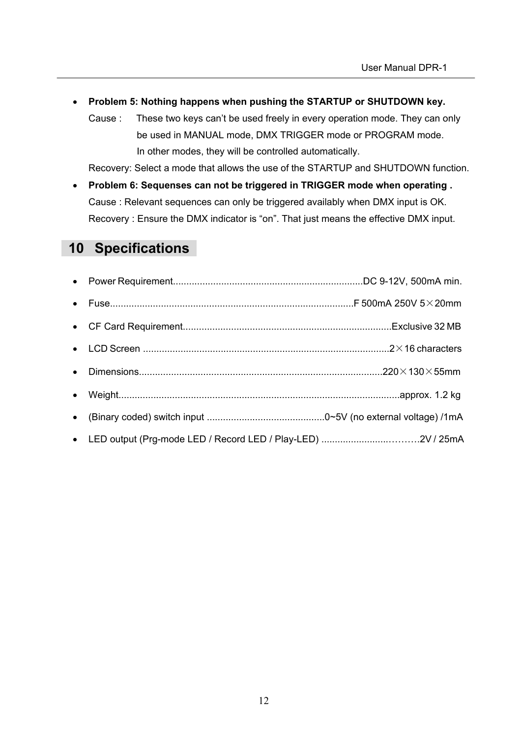- **Problem 5: Nothing happens when pushing the STARTUP or SHUTDOWN key.**

  Cause : These two keys can't be used freely in every operation mode. They can only be used in MANUAL mode, DMX TRIGGER mode or PROGRAM mode. In other modes, they will be controlled automatically.

  Recovery: Select a mode that allows the use of the STARTUP and SHUTDOWN function.

- **Problem 6: Sequenses can not be triggered in TRIGGER mode when operating .**

  Cause : Relevant sequences can only be triggered availably when DMX input is OK.

  Recovery : Ensure the DMX indicator is "on". That just means the effective DMX input.

# 10 Specifications

- Power Requirement......................................................................DC 9-12V, 500mA min.
- Fuse..........................................................................................F 500mA 250V 5×20mm
- CF Card Requirement.............................................................................Exclusive 32 MB
- LCD Screen ...........................................................................................2×16 characters
- Dimensions..........................................................................................220×130×55mm
- Weight........................................................................................................approx. 1.2 kg
- (Binary coded) switch input ...........................................0~5V (no external voltage) /1mA
- LED output (Prg-mode LED / Record LED / Play-LED) ..................................2V / 25mA